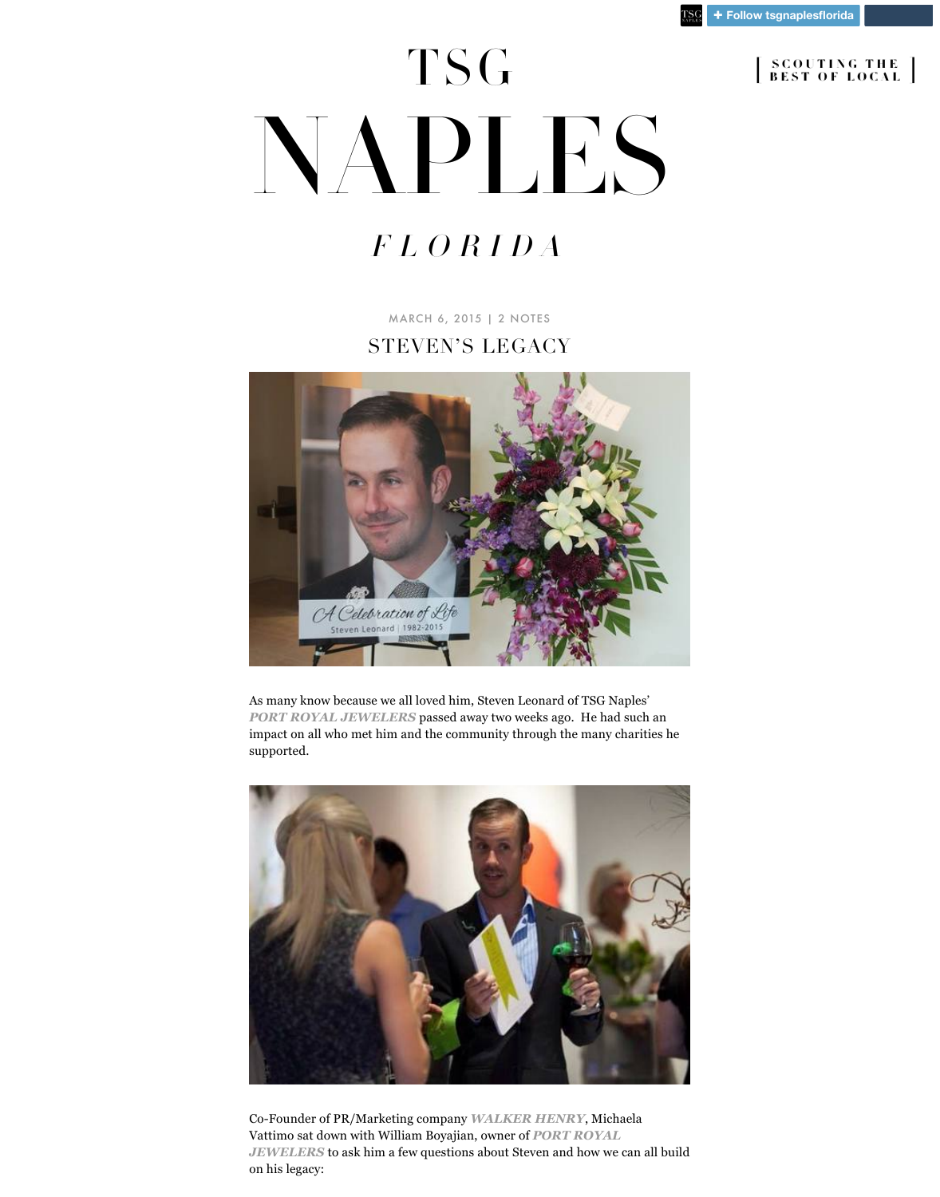# TSG NAPLES FLORIDA

SCOUTING THE BEST OF LOCAL

MARCH 6, 2015 | 2 NOTES

## STEVEN'S LEGACY

As many know because we all loved him, Steven Leonard of TSG Naples' ***PORT ROYAL JEWELERS*** passed away two weeks ago.  He had such an impact on all who met him and the community through the many charities he supported.

Co-Founder of PR/Marketing company ***WALKER HENRY***, Michaela Vattimo sat down with William Boyajian, owner of ***PORT ROYAL JEWELERS*** to ask him a few questions about Steven and how we can all build on his legacy: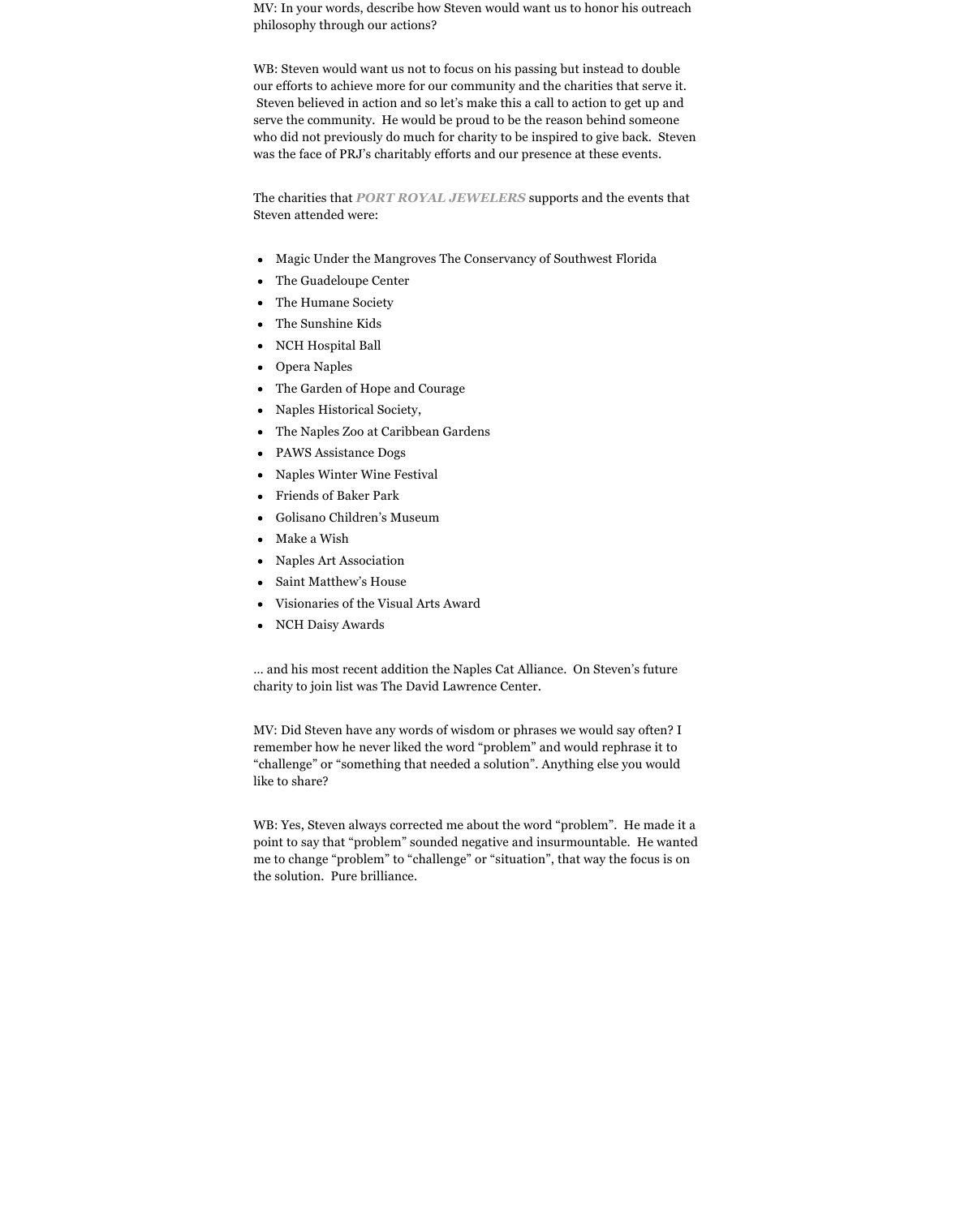MV: In your words, describe how Steven would want us to honor his outreach philosophy through our actions?

WB: Steven would want us not to focus on his passing but instead to double our efforts to achieve more for our community and the charities that serve it. Steven believed in action and so let's make this a call to action to get up and serve the community. He would be proud to be the reason behind someone who did not previously do much for charity to be inspired to give back. Steven was the face of PRJ's charitably efforts and our presence at these events.

The charities that ***PORT ROYAL JEWELERS*** supports and the events that Steven attended were:

- Magic Under the Mangroves The Conservancy of Southwest Florida
- The Guadeloupe Center
- The Humane Society
- The Sunshine Kids
- NCH Hospital Ball
- Opera Naples
- The Garden of Hope and Courage
- Naples Historical Society,
- The Naples Zoo at Caribbean Gardens
- PAWS Assistance Dogs
- Naples Winter Wine Festival
- Friends of Baker Park
- Golisano Children's Museum
- Make a Wish
- Naples Art Association
- Saint Matthew's House
- Visionaries of the Visual Arts Award
- NCH Daisy Awards

… and his most recent addition the Naples Cat Alliance. On Steven's future charity to join list was The David Lawrence Center.

MV: Did Steven have any words of wisdom or phrases we would say often? I remember how he never liked the word "problem" and would rephrase it to "challenge" or "something that needed a solution". Anything else you would like to share?

WB: Yes, Steven always corrected me about the word "problem". He made it a point to say that "problem" sounded negative and insurmountable. He wanted me to change "problem" to "challenge" or "situation", that way the focus is on the solution. Pure brilliance.